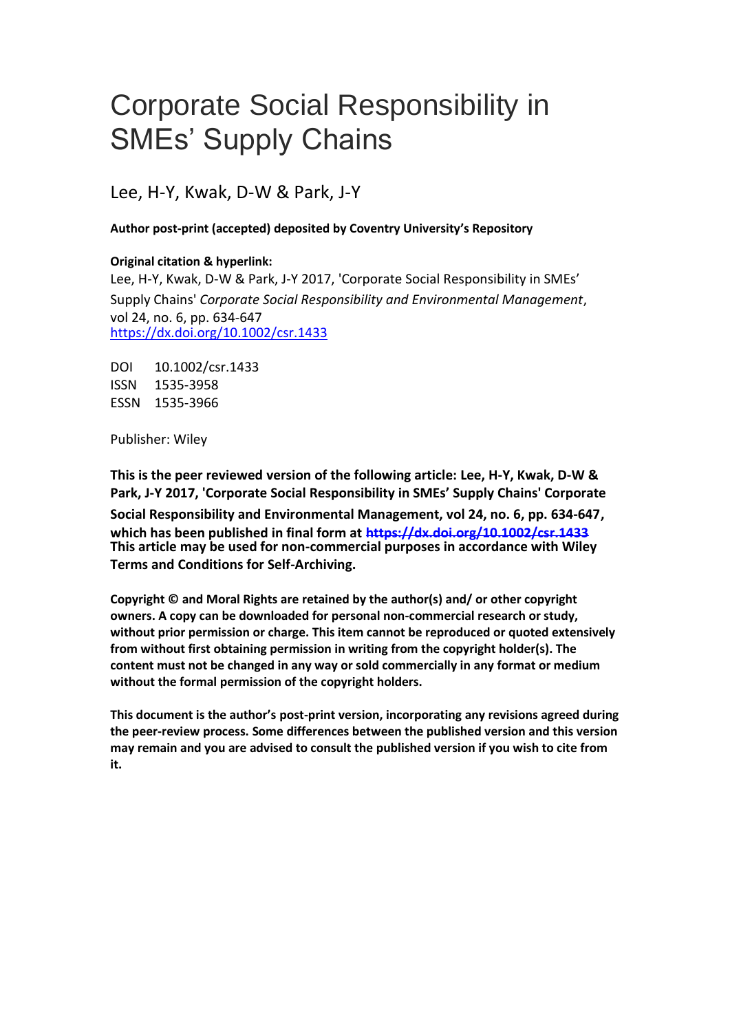# Corporate Social Responsibility in SMEs' Supply Chains

Lee, H-Y, Kwak, D-W & Park, J-Y

**Author post-print (accepted) deposited by Coventry University's Repository**

**Original citation & hyperlink:**

Lee, H-Y, Kwak, D-W & Park, J-Y 2017, 'Corporate Social Responsibility in SMEs' Supply Chains' *Corporate Social Responsibility and Environmental Management*, vol 24, no. 6, pp. 634-647

https://dx.doi.org/10.1002/csr.1433

DOI 10.1002/csr.1433
ISSN 1535-3958
ESSN 1535-3966

Publisher: Wiley

**This is the peer reviewed version of the following article: Lee, H-Y, Kwak, D-W & Park, J-Y 2017, 'Corporate Social Responsibility in SMEs' Supply Chains' Corporate Social Responsibility and Environmental Management, vol 24, no. 6, pp. 634-647, which has been published in final form at https://dx.doi.org/10.1002/csr.1433 This article may be used for non-commercial purposes in accordance with Wiley Terms and Conditions for Self-Archiving.**

**Copyright © and Moral Rights are retained by the author(s) and/ or other copyright owners. A copy can be downloaded for personal non-commercial research or study, without prior permission or charge. This item cannot be reproduced or quoted extensively from without first obtaining permission in writing from the copyright holder(s). The content must not be changed in any way or sold commercially in any format or medium without the formal permission of the copyright holders.**

**This document is the author's post-print version, incorporating any revisions agreed during the peer-review process. Some differences between the published version and this version may remain and you are advised to consult the published version if you wish to cite from it.**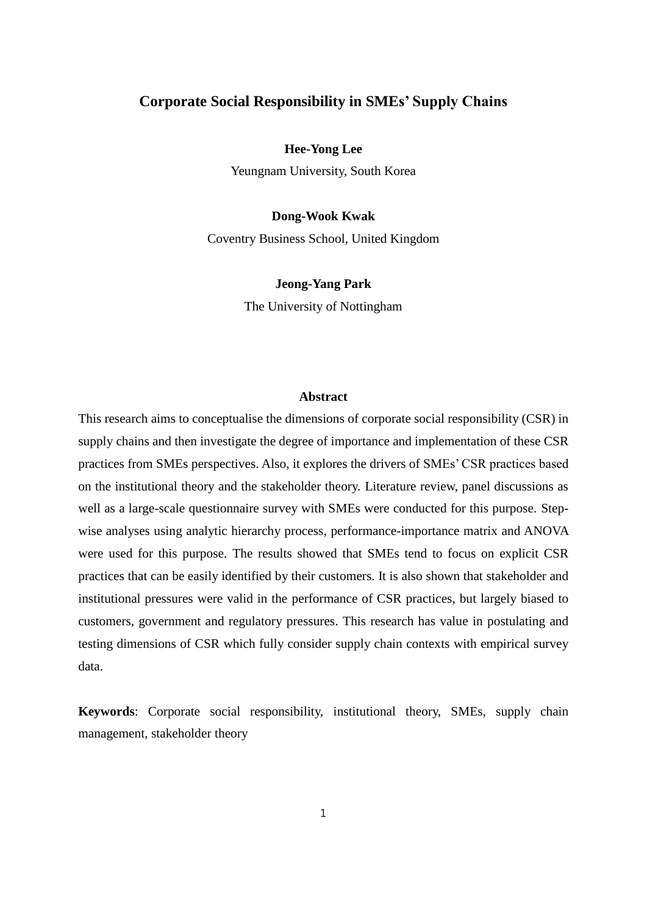# Corporate Social Responsibility in SMEs' Supply Chains

**Hee-Yong Lee**

Yeungnam University, South Korea

**Dong-Wook Kwak**

Coventry Business School, United Kingdom

**Jeong-Yang Park**

The University of Nottingham

## Abstract

This research aims to conceptualise the dimensions of corporate social responsibility (CSR) in supply chains and then investigate the degree of importance and implementation of these CSR practices from SMEs perspectives. Also, it explores the drivers of SMEs' CSR practices based on the institutional theory and the stakeholder theory. Literature review, panel discussions as well as a large-scale questionnaire survey with SMEs were conducted for this purpose. Step-wise analyses using analytic hierarchy process, performance-importance matrix and ANOVA were used for this purpose. The results showed that SMEs tend to focus on explicit CSR practices that can be easily identified by their customers. It is also shown that stakeholder and institutional pressures were valid in the performance of CSR practices, but largely biased to customers, government and regulatory pressures. This research has value in postulating and testing dimensions of CSR which fully consider supply chain contexts with empirical survey data.

**Keywords**: Corporate social responsibility, institutional theory, SMEs, supply chain management, stakeholder theory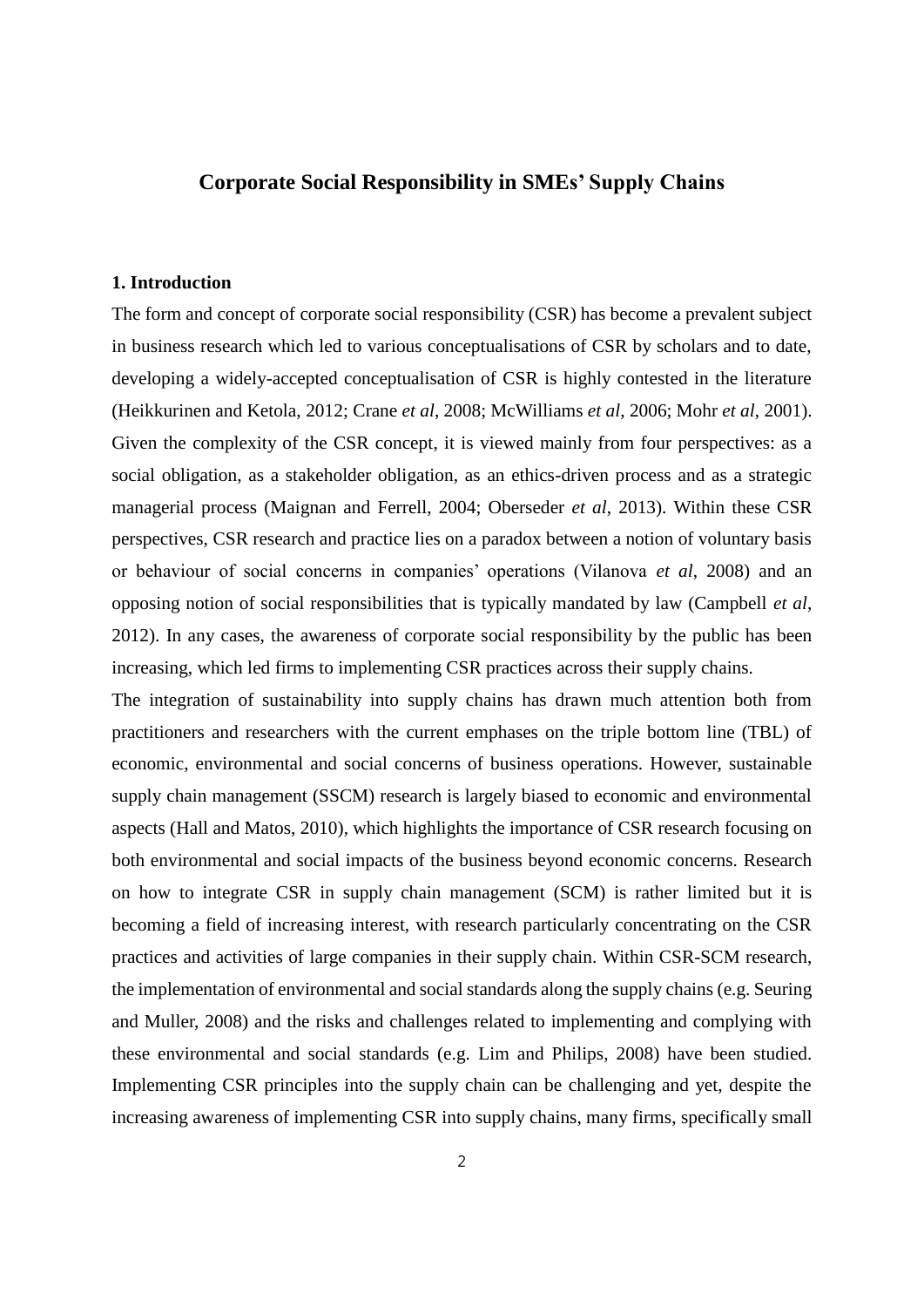# Corporate Social Responsibility in SMEs' Supply Chains

## 1. Introduction

The form and concept of corporate social responsibility (CSR) has become a prevalent subject in business research which led to various conceptualisations of CSR by scholars and to date, developing a widely-accepted conceptualisation of CSR is highly contested in the literature (Heikkurinen and Ketola, 2012; Crane *et al*, 2008; McWilliams *et al*, 2006; Mohr *et al*, 2001). Given the complexity of the CSR concept, it is viewed mainly from four perspectives: as a social obligation, as a stakeholder obligation, as an ethics-driven process and as a strategic managerial process (Maignan and Ferrell, 2004; Oberseder *et al*, 2013). Within these CSR perspectives, CSR research and practice lies on a paradox between a notion of voluntary basis or behaviour of social concerns in companies' operations (Vilanova *et al*, 2008) and an opposing notion of social responsibilities that is typically mandated by law (Campbell *et al*, 2012). In any cases, the awareness of corporate social responsibility by the public has been increasing, which led firms to implementing CSR practices across their supply chains.

The integration of sustainability into supply chains has drawn much attention both from practitioners and researchers with the current emphases on the triple bottom line (TBL) of economic, environmental and social concerns of business operations. However, sustainable supply chain management (SSCM) research is largely biased to economic and environmental aspects (Hall and Matos, 2010), which highlights the importance of CSR research focusing on both environmental and social impacts of the business beyond economic concerns. Research on how to integrate CSR in supply chain management (SCM) is rather limited but it is becoming a field of increasing interest, with research particularly concentrating on the CSR practices and activities of large companies in their supply chain. Within CSR-SCM research, the implementation of environmental and social standards along the supply chains (e.g. Seuring and Muller, 2008) and the risks and challenges related to implementing and complying with these environmental and social standards (e.g. Lim and Philips, 2008) have been studied. Implementing CSR principles into the supply chain can be challenging and yet, despite the increasing awareness of implementing CSR into supply chains, many firms, specifically small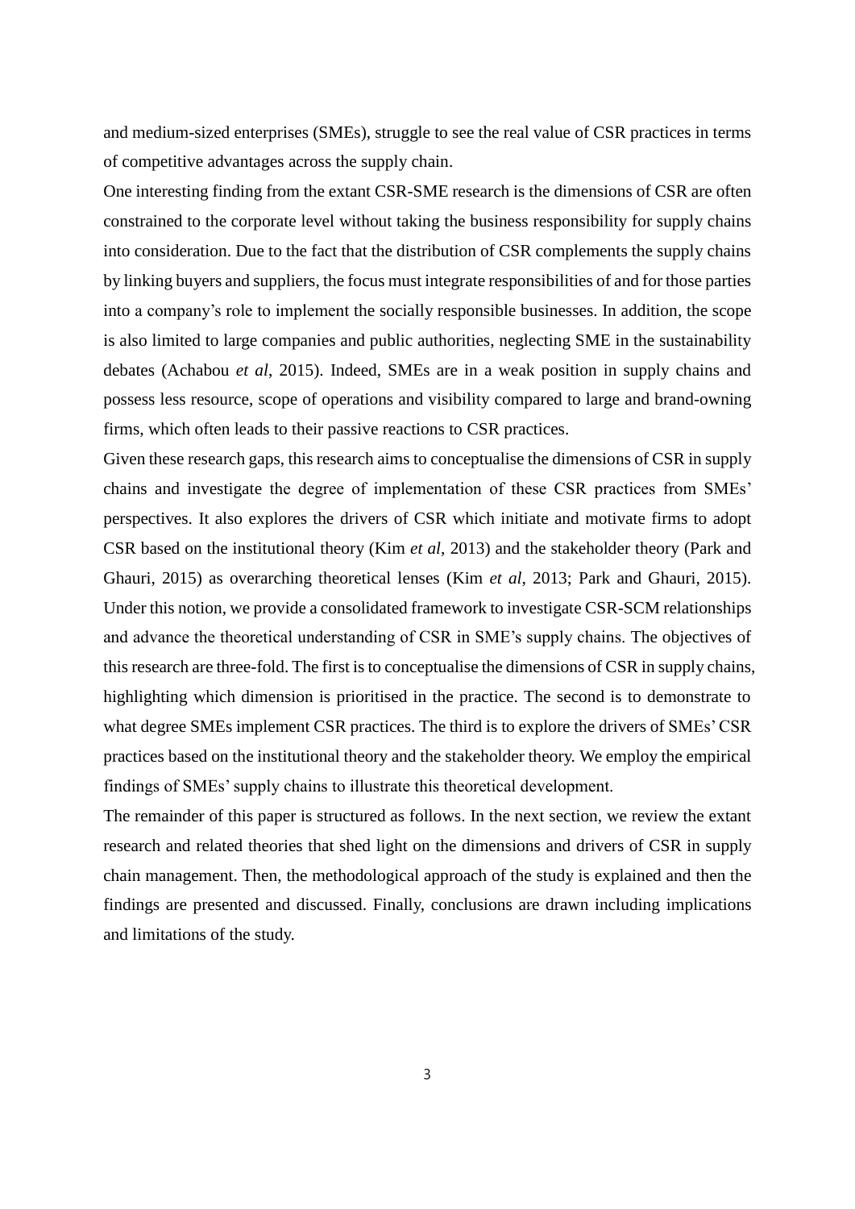and medium-sized enterprises (SMEs), struggle to see the real value of CSR practices in terms of competitive advantages across the supply chain.

One interesting finding from the extant CSR-SME research is the dimensions of CSR are often constrained to the corporate level without taking the business responsibility for supply chains into consideration. Due to the fact that the distribution of CSR complements the supply chains by linking buyers and suppliers, the focus must integrate responsibilities of and for those parties into a company's role to implement the socially responsible businesses. In addition, the scope is also limited to large companies and public authorities, neglecting SME in the sustainability debates (Achabou *et al*, 2015). Indeed, SMEs are in a weak position in supply chains and possess less resource, scope of operations and visibility compared to large and brand-owning firms, which often leads to their passive reactions to CSR practices.

Given these research gaps, this research aims to conceptualise the dimensions of CSR in supply chains and investigate the degree of implementation of these CSR practices from SMEs' perspectives. It also explores the drivers of CSR which initiate and motivate firms to adopt CSR based on the institutional theory (Kim *et al*, 2013) and the stakeholder theory (Park and Ghauri, 2015) as overarching theoretical lenses (Kim *et al*, 2013; Park and Ghauri, 2015). Under this notion, we provide a consolidated framework to investigate CSR-SCM relationships and advance the theoretical understanding of CSR in SME's supply chains. The objectives of this research are three-fold. The first is to conceptualise the dimensions of CSR in supply chains, highlighting which dimension is prioritised in the practice. The second is to demonstrate to what degree SMEs implement CSR practices. The third is to explore the drivers of SMEs' CSR practices based on the institutional theory and the stakeholder theory. We employ the empirical findings of SMEs' supply chains to illustrate this theoretical development.

The remainder of this paper is structured as follows. In the next section, we review the extant research and related theories that shed light on the dimensions and drivers of CSR in supply chain management. Then, the methodological approach of the study is explained and then the findings are presented and discussed. Finally, conclusions are drawn including implications and limitations of the study.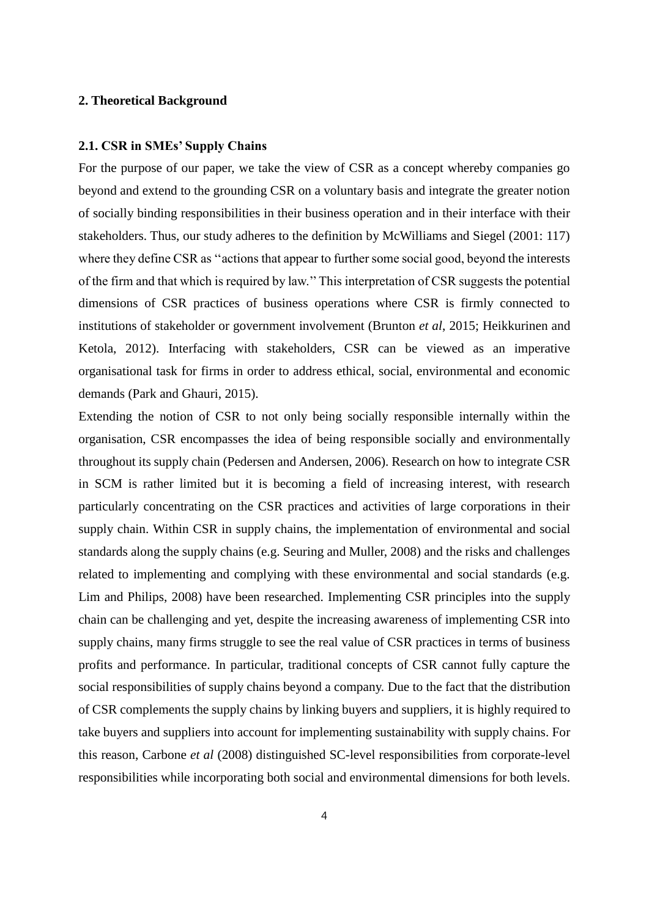## 2. Theoretical Background

### 2.1. CSR in SMEs' Supply Chains

For the purpose of our paper, we take the view of CSR as a concept whereby companies go beyond and extend to the grounding CSR on a voluntary basis and integrate the greater notion of socially binding responsibilities in their business operation and in their interface with their stakeholders. Thus, our study adheres to the definition by McWilliams and Siegel (2001: 117) where they define CSR as ''actions that appear to further some social good, beyond the interests of the firm and that which is required by law.'' This interpretation of CSR suggests the potential dimensions of CSR practices of business operations where CSR is firmly connected to institutions of stakeholder or government involvement (Brunton *et al*, 2015; Heikkurinen and Ketola, 2012). Interfacing with stakeholders, CSR can be viewed as an imperative organisational task for firms in order to address ethical, social, environmental and economic demands (Park and Ghauri, 2015).

Extending the notion of CSR to not only being socially responsible internally within the organisation, CSR encompasses the idea of being responsible socially and environmentally throughout its supply chain (Pedersen and Andersen, 2006). Research on how to integrate CSR in SCM is rather limited but it is becoming a field of increasing interest, with research particularly concentrating on the CSR practices and activities of large corporations in their supply chain. Within CSR in supply chains, the implementation of environmental and social standards along the supply chains (e.g. Seuring and Muller, 2008) and the risks and challenges related to implementing and complying with these environmental and social standards (e.g. Lim and Philips, 2008) have been researched. Implementing CSR principles into the supply chain can be challenging and yet, despite the increasing awareness of implementing CSR into supply chains, many firms struggle to see the real value of CSR practices in terms of business profits and performance. In particular, traditional concepts of CSR cannot fully capture the social responsibilities of supply chains beyond a company. Due to the fact that the distribution of CSR complements the supply chains by linking buyers and suppliers, it is highly required to take buyers and suppliers into account for implementing sustainability with supply chains. For this reason, Carbone *et al* (2008) distinguished SC-level responsibilities from corporate-level responsibilities while incorporating both social and environmental dimensions for both levels.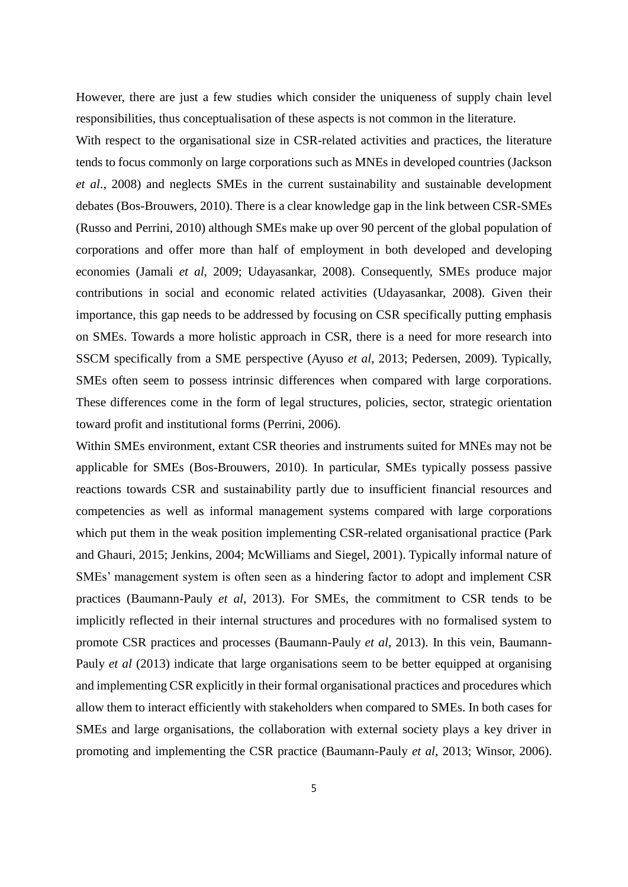However, there are just a few studies which consider the uniqueness of supply chain level responsibilities, thus conceptualisation of these aspects is not common in the literature.

With respect to the organisational size in CSR-related activities and practices, the literature tends to focus commonly on large corporations such as MNEs in developed countries (Jackson *et al*., 2008) and neglects SMEs in the current sustainability and sustainable development debates (Bos-Brouwers, 2010). There is a clear knowledge gap in the link between CSR-SMEs (Russo and Perrini, 2010) although SMEs make up over 90 percent of the global population of corporations and offer more than half of employment in both developed and developing economies (Jamali *et al*, 2009; Udayasankar, 2008). Consequently, SMEs produce major contributions in social and economic related activities (Udayasankar, 2008). Given their importance, this gap needs to be addressed by focusing on CSR specifically putting emphasis on SMEs. Towards a more holistic approach in CSR, there is a need for more research into SSCM specifically from a SME perspective (Ayuso *et al*, 2013; Pedersen, 2009). Typically, SMEs often seem to possess intrinsic differences when compared with large corporations. These differences come in the form of legal structures, policies, sector, strategic orientation toward profit and institutional forms (Perrini, 2006).

Within SMEs environment, extant CSR theories and instruments suited for MNEs may not be applicable for SMEs (Bos-Brouwers, 2010). In particular, SMEs typically possess passive reactions towards CSR and sustainability partly due to insufficient financial resources and competencies as well as informal management systems compared with large corporations which put them in the weak position implementing CSR-related organisational practice (Park and Ghauri, 2015; Jenkins, 2004; McWilliams and Siegel, 2001). Typically informal nature of SMEs' management system is often seen as a hindering factor to adopt and implement CSR practices (Baumann-Pauly *et al,* 2013). For SMEs, the commitment to CSR tends to be implicitly reflected in their internal structures and procedures with no formalised system to promote CSR practices and processes (Baumann-Pauly *et al*, 2013). In this vein, Baumann-Pauly *et al* (2013) indicate that large organisations seem to be better equipped at organising and implementing CSR explicitly in their formal organisational practices and procedures which allow them to interact efficiently with stakeholders when compared to SMEs. In both cases for SMEs and large organisations, the collaboration with external society plays a key driver in promoting and implementing the CSR practice (Baumann-Pauly *et al*, 2013; Winsor, 2006).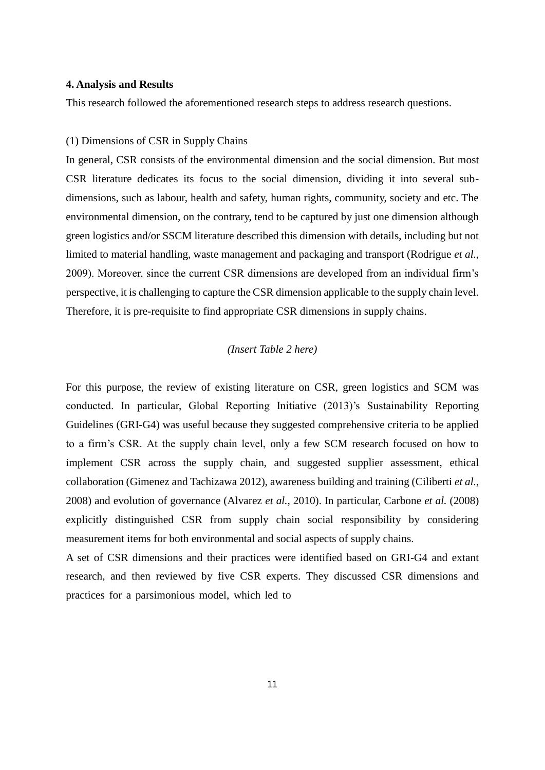## 4. Analysis and Results

This research followed the aforementioned research steps to address research questions.

(1) Dimensions of CSR in Supply Chains

In general, CSR consists of the environmental dimension and the social dimension. But most CSR literature dedicates its focus to the social dimension, dividing it into several sub-dimensions, such as labour, health and safety, human rights, community, society and etc. The environmental dimension, on the contrary, tend to be captured by just one dimension although green logistics and/or SSCM literature described this dimension with details, including but not limited to material handling, waste management and packaging and transport (Rodrigue *et al.*, 2009). Moreover, since the current CSR dimensions are developed from an individual firm's perspective, it is challenging to capture the CSR dimension applicable to the supply chain level. Therefore, it is pre-requisite to find appropriate CSR dimensions in supply chains.

*(Insert Table 2 here)*

For this purpose, the review of existing literature on CSR, green logistics and SCM was conducted. In particular, Global Reporting Initiative (2013)'s Sustainability Reporting Guidelines (GRI-G4) was useful because they suggested comprehensive criteria to be applied to a firm's CSR. At the supply chain level, only a few SCM research focused on how to implement CSR across the supply chain, and suggested supplier assessment, ethical collaboration (Gimenez and Tachizawa 2012), awareness building and training (Ciliberti *et al.*, 2008) and evolution of governance (Alvarez *et al.*, 2010). In particular, Carbone *et al.* (2008) explicitly distinguished CSR from supply chain social responsibility by considering measurement items for both environmental and social aspects of supply chains.

A set of CSR dimensions and their practices were identified based on GRI-G4 and extant research, and then reviewed by five CSR experts. They discussed CSR dimensions and practices for a parsimonious model, which led to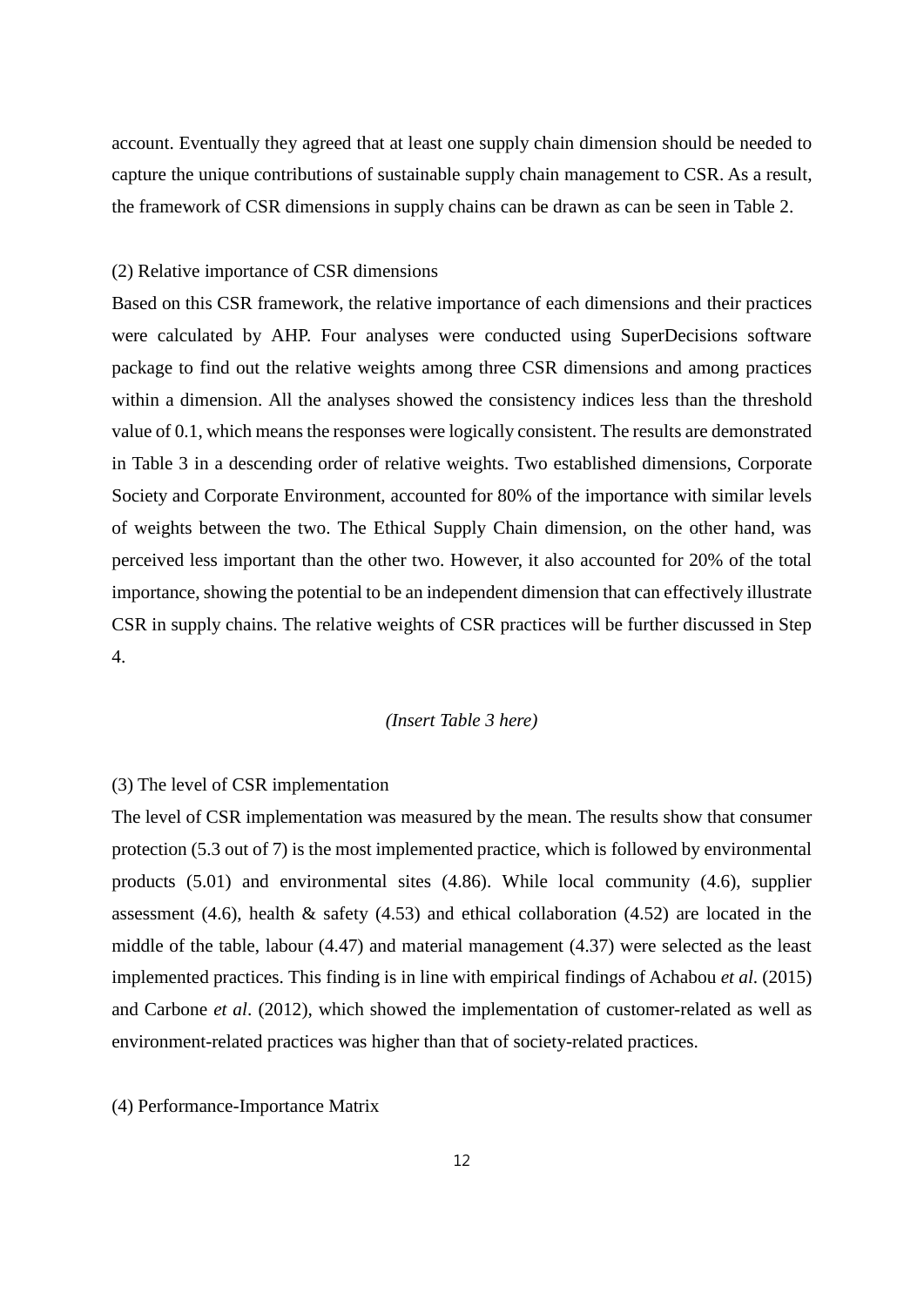account. Eventually they agreed that at least one supply chain dimension should be needed to capture the unique contributions of sustainable supply chain management to CSR. As a result, the framework of CSR dimensions in supply chains can be drawn as can be seen in Table 2.

(2) Relative importance of CSR dimensions

Based on this CSR framework, the relative importance of each dimensions and their practices were calculated by AHP. Four analyses were conducted using SuperDecisions software package to find out the relative weights among three CSR dimensions and among practices within a dimension. All the analyses showed the consistency indices less than the threshold value of 0.1, which means the responses were logically consistent. The results are demonstrated in Table 3 in a descending order of relative weights. Two established dimensions, Corporate Society and Corporate Environment, accounted for 80% of the importance with similar levels of weights between the two. The Ethical Supply Chain dimension, on the other hand, was perceived less important than the other two. However, it also accounted for 20% of the total importance, showing the potential to be an independent dimension that can effectively illustrate CSR in supply chains. The relative weights of CSR practices will be further discussed in Step 4.

*(Insert Table 3 here)*

(3) The level of CSR implementation

The level of CSR implementation was measured by the mean. The results show that consumer protection (5.3 out of 7) is the most implemented practice, which is followed by environmental products (5.01) and environmental sites (4.86). While local community (4.6), supplier assessment (4.6), health & safety (4.53) and ethical collaboration (4.52) are located in the middle of the table, labour (4.47) and material management (4.37) were selected as the least implemented practices. This finding is in line with empirical findings of Achabou *et al*. (2015) and Carbone *et al*. (2012), which showed the implementation of customer-related as well as environment-related practices was higher than that of society-related practices.

(4) Performance-Importance Matrix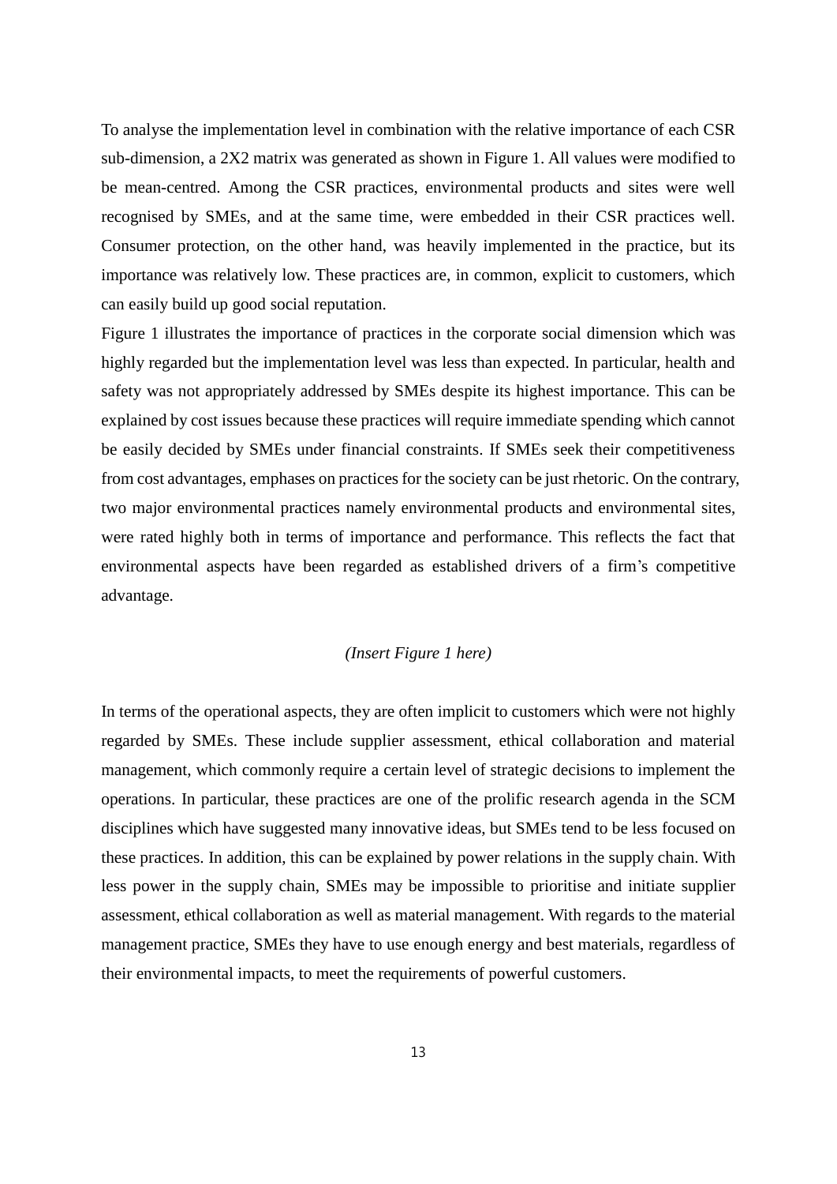To analyse the implementation level in combination with the relative importance of each CSR sub-dimension, a 2X2 matrix was generated as shown in Figure 1. All values were modified to be mean-centred. Among the CSR practices, environmental products and sites were well recognised by SMEs, and at the same time, were embedded in their CSR practices well. Consumer protection, on the other hand, was heavily implemented in the practice, but its importance was relatively low. These practices are, in common, explicit to customers, which can easily build up good social reputation.

Figure 1 illustrates the importance of practices in the corporate social dimension which was highly regarded but the implementation level was less than expected. In particular, health and safety was not appropriately addressed by SMEs despite its highest importance. This can be explained by cost issues because these practices will require immediate spending which cannot be easily decided by SMEs under financial constraints. If SMEs seek their competitiveness from cost advantages, emphases on practices for the society can be just rhetoric. On the contrary, two major environmental practices namely environmental products and environmental sites, were rated highly both in terms of importance and performance. This reflects the fact that environmental aspects have been regarded as established drivers of a firm's competitive advantage.

*(Insert Figure 1 here)*

In terms of the operational aspects, they are often implicit to customers which were not highly regarded by SMEs. These include supplier assessment, ethical collaboration and material management, which commonly require a certain level of strategic decisions to implement the operations. In particular, these practices are one of the prolific research agenda in the SCM disciplines which have suggested many innovative ideas, but SMEs tend to be less focused on these practices. In addition, this can be explained by power relations in the supply chain. With less power in the supply chain, SMEs may be impossible to prioritise and initiate supplier assessment, ethical collaboration as well as material management. With regards to the material management practice, SMEs they have to use enough energy and best materials, regardless of their environmental impacts, to meet the requirements of powerful customers.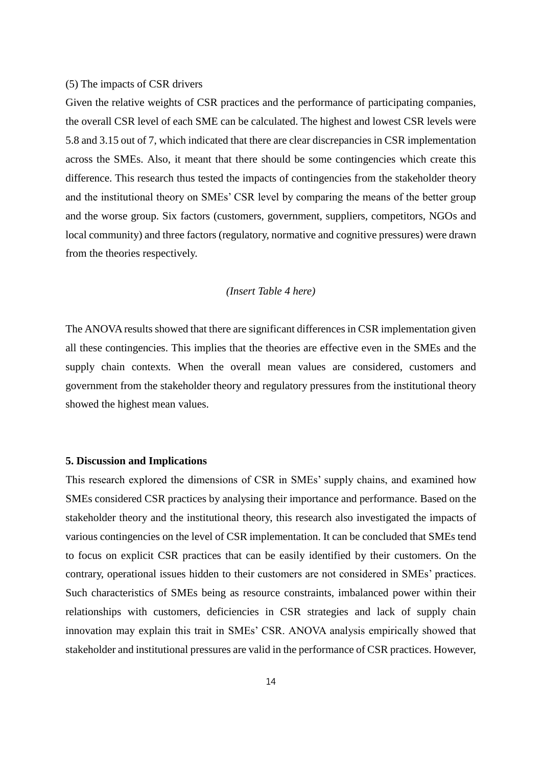(5) The impacts of CSR drivers

Given the relative weights of CSR practices and the performance of participating companies, the overall CSR level of each SME can be calculated. The highest and lowest CSR levels were 5.8 and 3.15 out of 7, which indicated that there are clear discrepancies in CSR implementation across the SMEs. Also, it meant that there should be some contingencies which create this difference. This research thus tested the impacts of contingencies from the stakeholder theory and the institutional theory on SMEs' CSR level by comparing the means of the better group and the worse group. Six factors (customers, government, suppliers, competitors, NGOs and local community) and three factors (regulatory, normative and cognitive pressures) were drawn from the theories respectively.

*(Insert Table 4 here)*

The ANOVA results showed that there are significant differences in CSR implementation given all these contingencies. This implies that the theories are effective even in the SMEs and the supply chain contexts. When the overall mean values are considered, customers and government from the stakeholder theory and regulatory pressures from the institutional theory showed the highest mean values.

## 5. Discussion and Implications

This research explored the dimensions of CSR in SMEs' supply chains, and examined how SMEs considered CSR practices by analysing their importance and performance. Based on the stakeholder theory and the institutional theory, this research also investigated the impacts of various contingencies on the level of CSR implementation. It can be concluded that SMEs tend to focus on explicit CSR practices that can be easily identified by their customers. On the contrary, operational issues hidden to their customers are not considered in SMEs' practices. Such characteristics of SMEs being as resource constraints, imbalanced power within their relationships with customers, deficiencies in CSR strategies and lack of supply chain innovation may explain this trait in SMEs' CSR. ANOVA analysis empirically showed that stakeholder and institutional pressures are valid in the performance of CSR practices. However,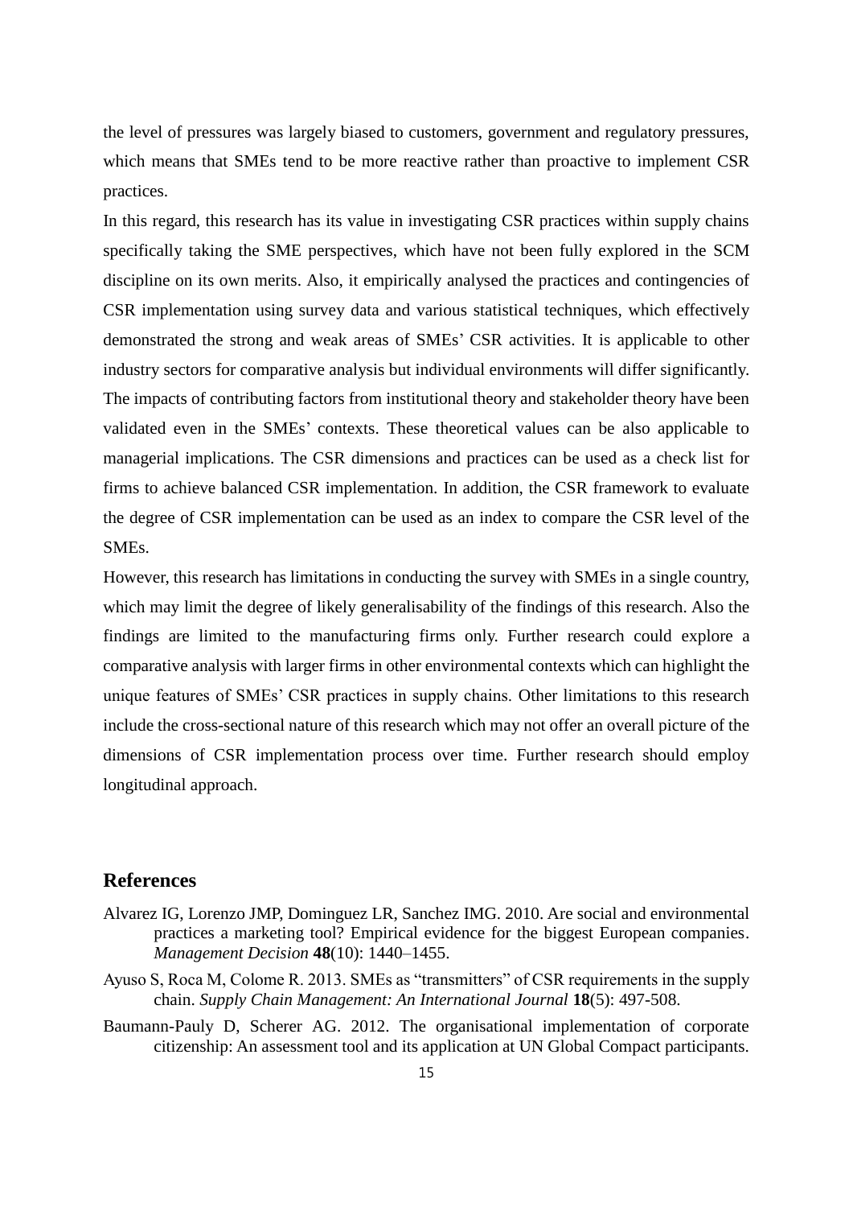the level of pressures was largely biased to customers, government and regulatory pressures, which means that SMEs tend to be more reactive rather than proactive to implement CSR practices.

In this regard, this research has its value in investigating CSR practices within supply chains specifically taking the SME perspectives, which have not been fully explored in the SCM discipline on its own merits. Also, it empirically analysed the practices and contingencies of CSR implementation using survey data and various statistical techniques, which effectively demonstrated the strong and weak areas of SMEs' CSR activities. It is applicable to other industry sectors for comparative analysis but individual environments will differ significantly. The impacts of contributing factors from institutional theory and stakeholder theory have been validated even in the SMEs' contexts. These theoretical values can be also applicable to managerial implications. The CSR dimensions and practices can be used as a check list for firms to achieve balanced CSR implementation. In addition, the CSR framework to evaluate the degree of CSR implementation can be used as an index to compare the CSR level of the SMEs.

However, this research has limitations in conducting the survey with SMEs in a single country, which may limit the degree of likely generalisability of the findings of this research. Also the findings are limited to the manufacturing firms only. Further research could explore a comparative analysis with larger firms in other environmental contexts which can highlight the unique features of SMEs' CSR practices in supply chains. Other limitations to this research include the cross-sectional nature of this research which may not offer an overall picture of the dimensions of CSR implementation process over time. Further research should employ longitudinal approach.

## References

Alvarez IG, Lorenzo JMP, Dominguez LR, Sanchez IMG. 2010. Are social and environmental practices a marketing tool? Empirical evidence for the biggest European companies. *Management Decision* **48**(10): 1440–1455.

Ayuso S, Roca M, Colome R. 2013. SMEs as "transmitters" of CSR requirements in the supply chain. *Supply Chain Management: An International Journal* **18**(5): 497-508.

Baumann-Pauly D, Scherer AG. 2012. The organisational implementation of corporate citizenship: An assessment tool and its application at UN Global Compact participants.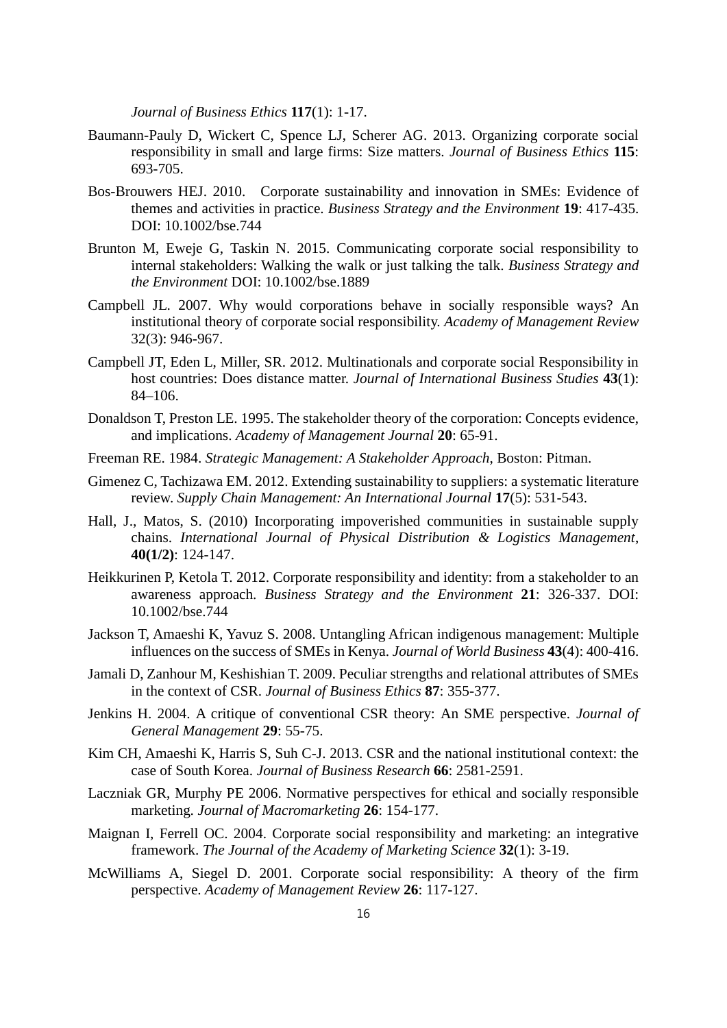*Journal of Business Ethics* **117**(1): 1-17.

Baumann-Pauly D, Wickert C, Spence LJ, Scherer AG. 2013. Organizing corporate social responsibility in small and large firms: Size matters. *Journal of Business Ethics* **115**: 693-705.

Bos-Brouwers HEJ. 2010. Corporate sustainability and innovation in SMEs: Evidence of themes and activities in practice. *Business Strategy and the Environment* **19**: 417-435. DOI: 10.1002/bse.744

Brunton M, Eweje G, Taskin N. 2015. Communicating corporate social responsibility to internal stakeholders: Walking the walk or just talking the talk. *Business Strategy and the Environment* DOI: 10.1002/bse.1889

Campbell JL. 2007. Why would corporations behave in socially responsible ways? An institutional theory of corporate social responsibility. *Academy of Management Review* 32(3): 946-967.

Campbell JT, Eden L, Miller, SR. 2012. Multinationals and corporate social Responsibility in host countries: Does distance matter. *Journal of International Business Studies* **43**(1): 84–106.

Donaldson T, Preston LE. 1995. The stakeholder theory of the corporation: Concepts evidence, and implications. *Academy of Management Journal* **20**: 65-91.

Freeman RE. 1984. *Strategic Management: A Stakeholder Approach*, Boston: Pitman.

Gimenez C, Tachizawa EM. 2012. Extending sustainability to suppliers: a systematic literature review. *Supply Chain Management: An International Journal* **17**(5): 531-543.

Hall, J., Matos, S. (2010) Incorporating impoverished communities in sustainable supply chains. *International Journal of Physical Distribution & Logistics Management*, **40(1/2)**: 124-147.

Heikkurinen P, Ketola T. 2012. Corporate responsibility and identity: from a stakeholder to an awareness approach. *Business Strategy and the Environment* **21**: 326-337. DOI: 10.1002/bse.744

Jackson T, Amaeshi K, Yavuz S. 2008. Untangling African indigenous management: Multiple influences on the success of SMEs in Kenya. *Journal of World Business* **43**(4): 400-416.

Jamali D, Zanhour M, Keshishian T. 2009. Peculiar strengths and relational attributes of SMEs in the context of CSR. *Journal of Business Ethics* **87**: 355-377.

Jenkins H. 2004. A critique of conventional CSR theory: An SME perspective. *Journal of General Management* **29**: 55-75.

Kim CH, Amaeshi K, Harris S, Suh C-J. 2013. CSR and the national institutional context: the case of South Korea. *Journal of Business Research* **66**: 2581-2591.

Laczniak GR, Murphy PE 2006. Normative perspectives for ethical and socially responsible marketing. *Journal of Macromarketing* **26**: 154-177.

Maignan I, Ferrell OC. 2004. Corporate social responsibility and marketing: an integrative framework. *The Journal of the Academy of Marketing Science* **32**(1): 3-19.

McWilliams A, Siegel D. 2001. Corporate social responsibility: A theory of the firm perspective. *Academy of Management Review* **26**: 117-127.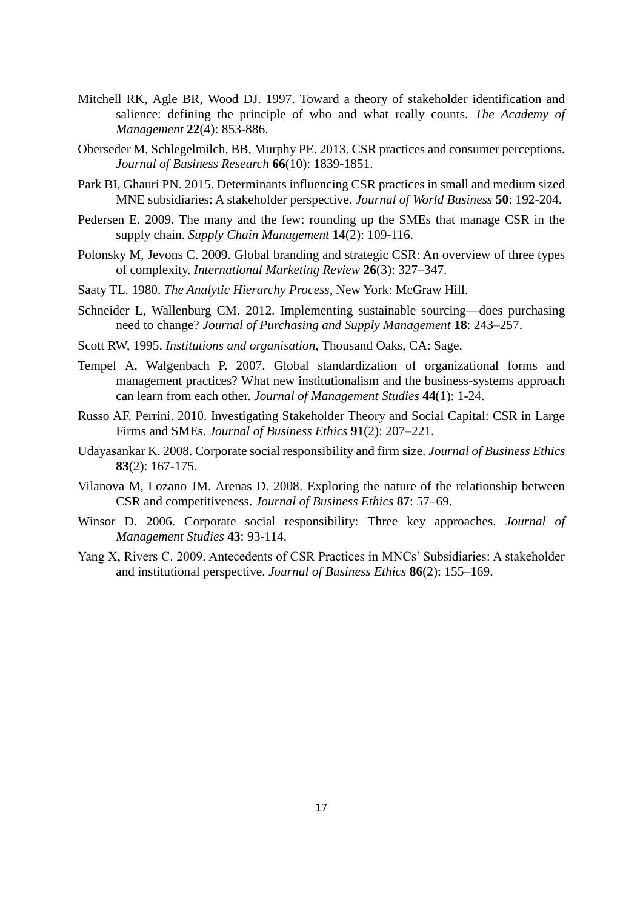Mitchell RK, Agle BR, Wood DJ. 1997. Toward a theory of stakeholder identification and salience: defining the principle of who and what really counts. *The Academy of Management* **22**(4): 853-886.

Oberseder M, Schlegelmilch, BB, Murphy PE. 2013. CSR practices and consumer perceptions. *Journal of Business Research* **66**(10): 1839-1851.

Park BI, Ghauri PN. 2015. Determinants influencing CSR practices in small and medium sized MNE subsidiaries: A stakeholder perspective. *Journal of World Business* **50**: 192-204.

Pedersen E. 2009. The many and the few: rounding up the SMEs that manage CSR in the supply chain. *Supply Chain Management* **14**(2): 109-116.

Polonsky M, Jevons C. 2009. Global branding and strategic CSR: An overview of three types of complexity. *International Marketing Review* **26**(3): 327–347.

Saaty TL. 1980. *The Analytic Hierarchy Process*, New York: McGraw Hill.

Schneider L, Wallenburg CM. 2012. Implementing sustainable sourcing—does purchasing need to change? *Journal of Purchasing and Supply Management* **18**: 243–257.

Scott RW, 1995. *Institutions and organisation*, Thousand Oaks, CA: Sage.

Tempel A, Walgenbach P. 2007. Global standardization of organizational forms and management practices? What new institutionalism and the business-systems approach can learn from each other. *Journal of Management Studies* **44**(1): 1-24.

Russo AF. Perrini. 2010. Investigating Stakeholder Theory and Social Capital: CSR in Large Firms and SMEs. *Journal of Business Ethics* **91**(2): 207–221.

Udayasankar K. 2008. Corporate social responsibility and firm size. *Journal of Business Ethics* **83**(2): 167-175.

Vilanova M, Lozano JM. Arenas D. 2008. Exploring the nature of the relationship between CSR and competitiveness. *Journal of Business Ethics* **87**: 57–69.

Winsor D. 2006. Corporate social responsibility: Three key approaches. *Journal of Management Studies* **43**: 93-114.

Yang X, Rivers C. 2009. Antecedents of CSR Practices in MNCs' Subsidiaries: A stakeholder and institutional perspective. *Journal of Business Ethics* **86**(2): 155–169.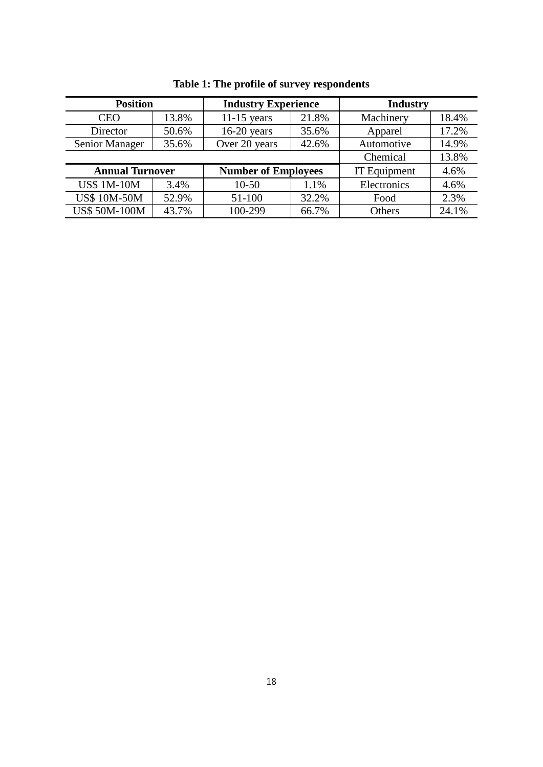**Table 1: The profile of survey respondents**

| Position | | Industry Experience | | Industry | |
|---|---|---|---|---|---|
| CEO | 13.8% | 11-15 years | 21.8% | Machinery | 18.4% |
| Director | 50.6% | 16-20 years | 35.6% | Apparel | 17.2% |
| Senior Manager | 35.6% | Over 20 years | 42.6% | Automotive | 14.9% |
| | | | | Chemical | 13.8% |
| **Annual Turnover** | | **Number of Employees** | | IT Equipment | 4.6% |
| US$ 1M-10M | 3.4% | 10-50 | 1.1% | Electronics | 4.6% |
| US$ 10M-50M | 52.9% | 51-100 | 32.2% | Food | 2.3% |
| US$ 50M-100M | 43.7% | 100-299 | 66.7% | Others | 24.1% |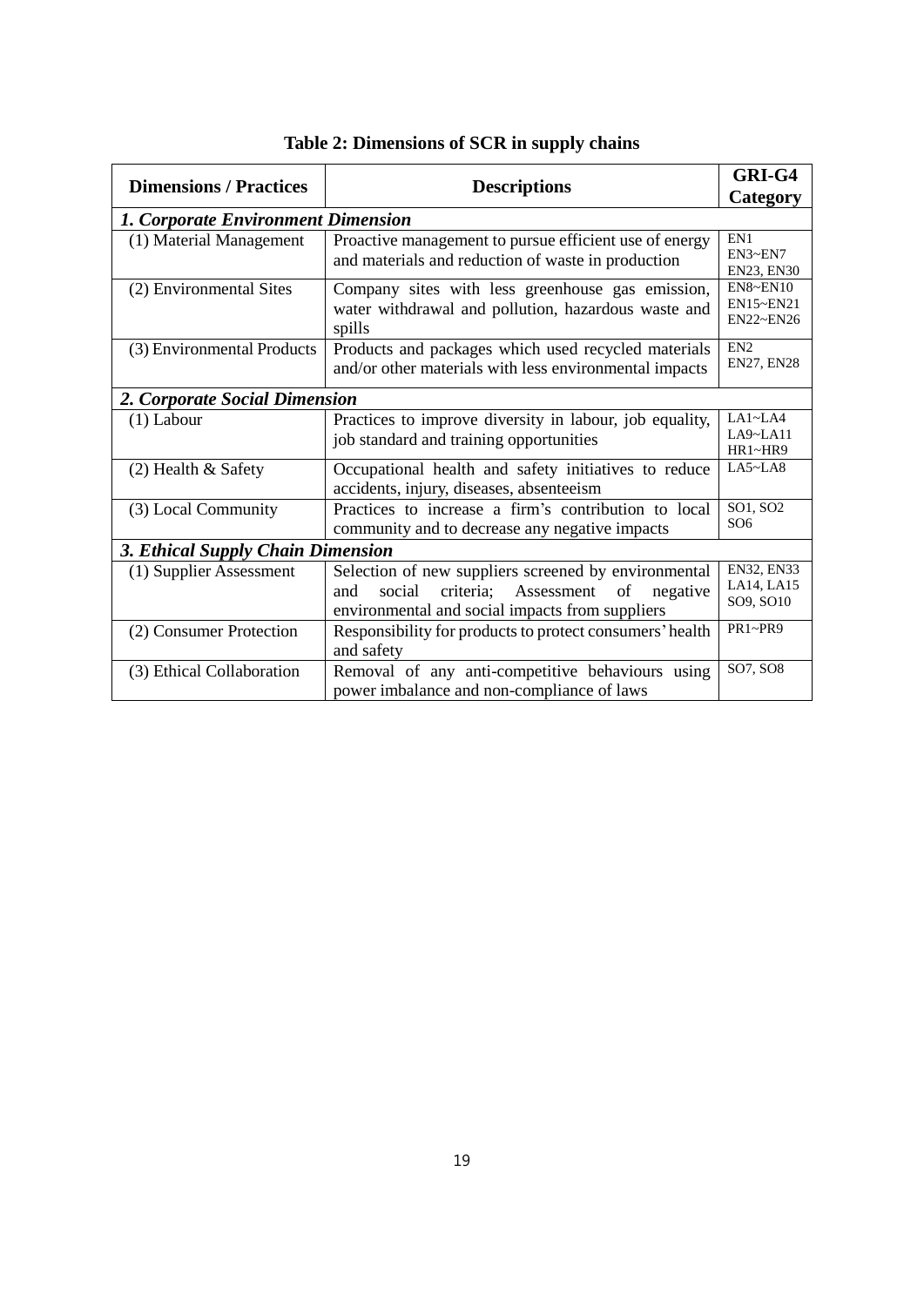**Table 2: Dimensions of SCR in supply chains**

| Dimensions / Practices | Descriptions | GRI-G4 Category |
|---|---|---|
| ***1. Corporate Environment Dimension*** | | |
| (1) Material Management | Proactive management to pursue efficient use of energy and materials and reduction of waste in production | EN1<br>EN3~EN7<br>EN23, EN30 |
| (2) Environmental Sites | Company sites with less greenhouse gas emission, water withdrawal and pollution, hazardous waste and spills | EN8~EN10<br>EN15~EN21<br>EN22~EN26 |
| (3) Environmental Products | Products and packages which used recycled materials and/or other materials with less environmental impacts | EN2<br>EN27, EN28 |
| ***2. Corporate Social Dimension*** | | |
| (1) Labour | Practices to improve diversity in labour, job equality, job standard and training opportunities | LA1~LA4<br>LA9~LA11<br>HR1~HR9 |
| (2) Health & Safety | Occupational health and safety initiatives to reduce accidents, injury, diseases, absenteeism | LA5~LA8 |
| (3) Local Community | Practices to increase a firm's contribution to local community and to decrease any negative impacts | SO1, SO2<br>SO6 |
| ***3. Ethical Supply Chain Dimension*** | | |
| (1) Supplier Assessment | Selection of new suppliers screened by environmental and social criteria; Assessment of negative environmental and social impacts from suppliers | EN32, EN33<br>LA14, LA15<br>SO9, SO10 |
| (2) Consumer Protection | Responsibility for products to protect consumers' health and safety | PR1~PR9 |
| (3) Ethical Collaboration | Removal of any anti-competitive behaviours using power imbalance and non-compliance of laws | SO7, SO8 |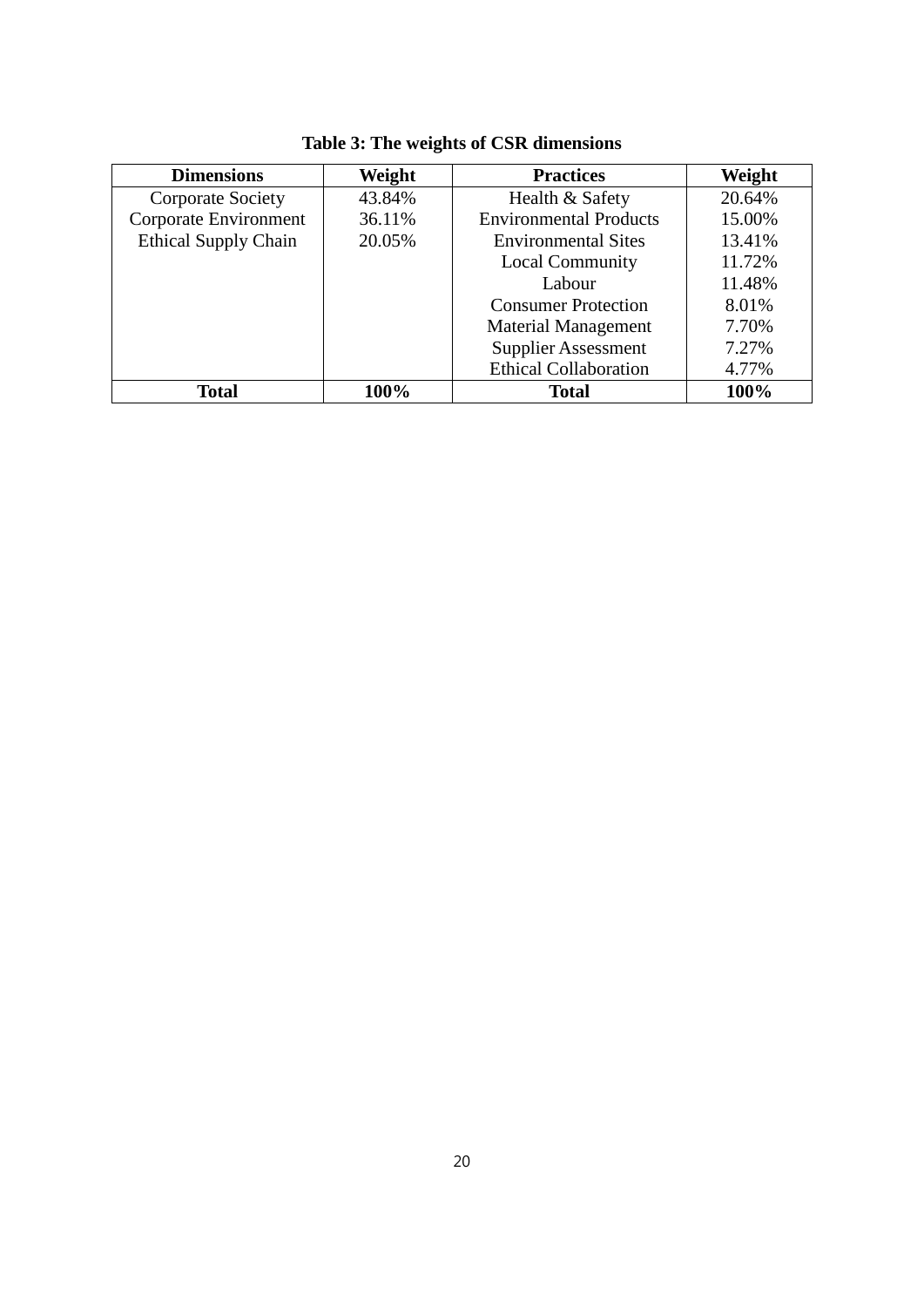**Table 3: The weights of CSR dimensions**

| Dimensions | Weight | Practices | Weight |
|---|---|---|---|
| Corporate Society | 43.84% | Health & Safety | 20.64% |
| Corporate Environment | 36.11% | Environmental Products | 15.00% |
| Ethical Supply Chain | 20.05% | Environmental Sites | 13.41% |
| | | Local Community | 11.72% |
| | | Labour | 11.48% |
| | | Consumer Protection | 8.01% |
| | | Material Management | 7.70% |
| | | Supplier Assessment | 7.27% |
| | | Ethical Collaboration | 4.77% |
| **Total** | **100%** | **Total** | **100%** |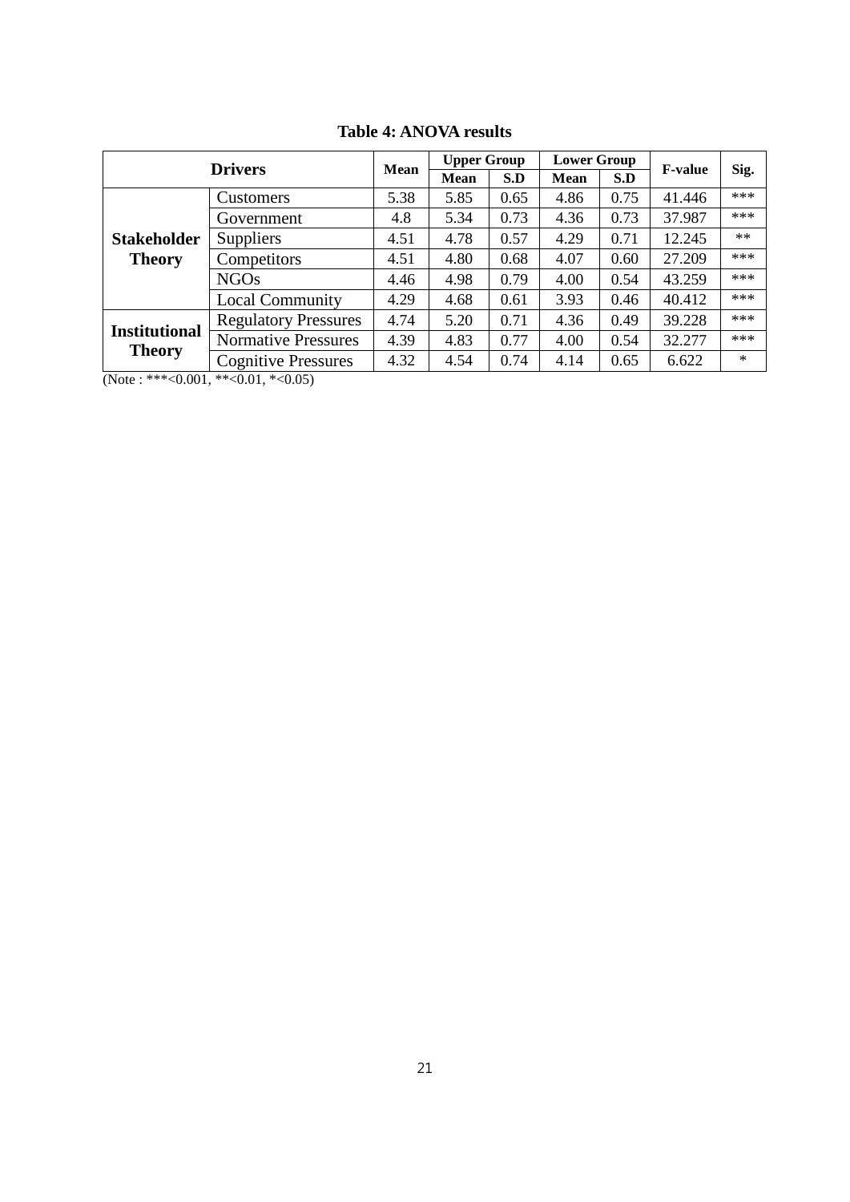**Table 4: ANOVA results**

| Drivers | | Mean | Upper Group | | Lower Group | | F-value | Sig. |
|---|---|---|---|---|---|---|---|---|
| | | | Mean | S.D | Mean | S.D | | |
| Stakeholder Theory | Customers | 5.38 | 5.85 | 0.65 | 4.86 | 0.75 | 41.446 | *** |
| | Government | 4.8 | 5.34 | 0.73 | 4.36 | 0.73 | 37.987 | *** |
| | Suppliers | 4.51 | 4.78 | 0.57 | 4.29 | 0.71 | 12.245 | ** |
| | Competitors | 4.51 | 4.80 | 0.68 | 4.07 | 0.60 | 27.209 | *** |
| | NGOs | 4.46 | 4.98 | 0.79 | 4.00 | 0.54 | 43.259 | *** |
| | Local Community | 4.29 | 4.68 | 0.61 | 3.93 | 0.46 | 40.412 | *** |
| Institutional Theory | Regulatory Pressures | 4.74 | 5.20 | 0.71 | 4.36 | 0.49 | 39.228 | *** |
| | Normative Pressures | 4.39 | 4.83 | 0.77 | 4.00 | 0.54 | 32.277 | *** |
| | Cognitive Pressures | 4.32 | 4.54 | 0.74 | 4.14 | 0.65 | 6.622 | * |

(Note : ***<0.001, **<0.01, *<0.05)